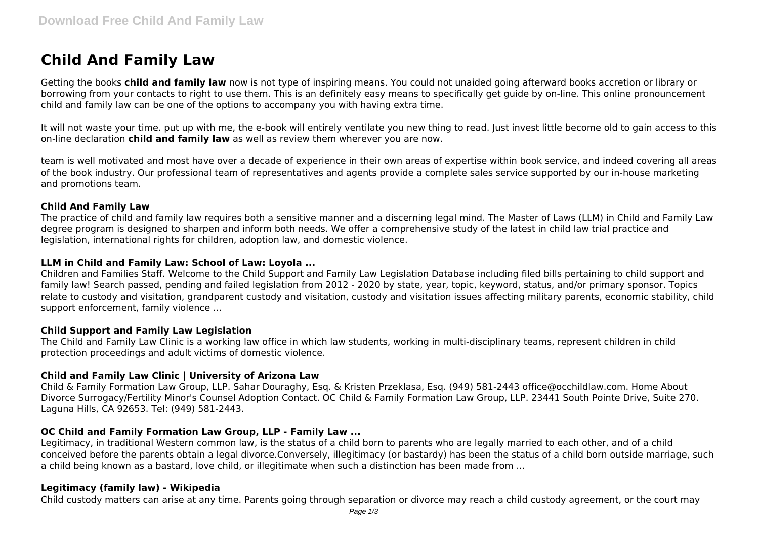# Child And Family Law

Getting the books **child and family law** now is not type of inspiring means. You could not unaided going afterward books accretion or library or borrowing from your contacts to right to use them. This is an definitely easy means to specifically get guide by on-line. This online pronouncement child and family law can be one of the options to accompany you with having extra time.

It will not waste your time. put up with me, the e-book will entirely ventilate you new thing to read. Just invest little become old to gain access to this on-line declaration **child and family law** as well as review them wherever you are now.

team is well motivated and most have over a decade of experience in their own areas of expertise within book service, and indeed covering all areas of the book industry. Our professional team of representatives and agents provide a complete sales service supported by our in-house marketing and promotions team.

### Child And Family Law

The practice of child and family law requires both a sensitive manner and a discerning legal mind. The Master of Laws (LLM) in Child and Family Law degree program is designed to sharpen and inform both needs. We offer a comprehensive study of the latest in child law trial practice and legislation, international rights for children, adoption law, and domestic violence.

### LLM in Child and Family Law: School of Law: Loyola ...

Children and Families Staff. Welcome to the Child Support and Family Law Legislation Database including filed bills pertaining to child support and family law! Search passed, pending and failed legislation from 2012 - 2020 by state, year, topic, keyword, status, and/or primary sponsor. Topics relate to custody and visitation, grandparent custody and visitation, custody and visitation issues affecting military parents, economic stability, child support enforcement, family violence ...

### Child Support and Family Law Legislation

The Child and Family Law Clinic is a working law office in which law students, working in multi-disciplinary teams, represent children in child protection proceedings and adult victims of domestic violence.

### Child and Family Law Clinic | University of Arizona Law

Child & Family Formation Law Group, LLP. Sahar Douraghy, Esq. & Kristen Przeklasa, Esq. (949) 581-2443 office@occhildlaw.com. Home About Divorce Surrogacy/Fertility Minor's Counsel Adoption Contact. OC Child & Family Formation Law Group, LLP. 23441 South Pointe Drive, Suite 270. Laguna Hills, CA 92653. Tel: (949) 581-2443.

### OC Child and Family Formation Law Group, LLP - Family Law ...

Legitimacy, in traditional Western common law, is the status of a child born to parents who are legally married to each other, and of a child conceived before the parents obtain a legal divorce.Conversely, illegitimacy (or bastardy) has been the status of a child born outside marriage, such a child being known as a bastard, love child, or illegitimate when such a distinction has been made from ...

### Legitimacy (family law) - Wikipedia

Child custody matters can arise at any time. Parents going through separation or divorce may reach a child custody agreement, or the court may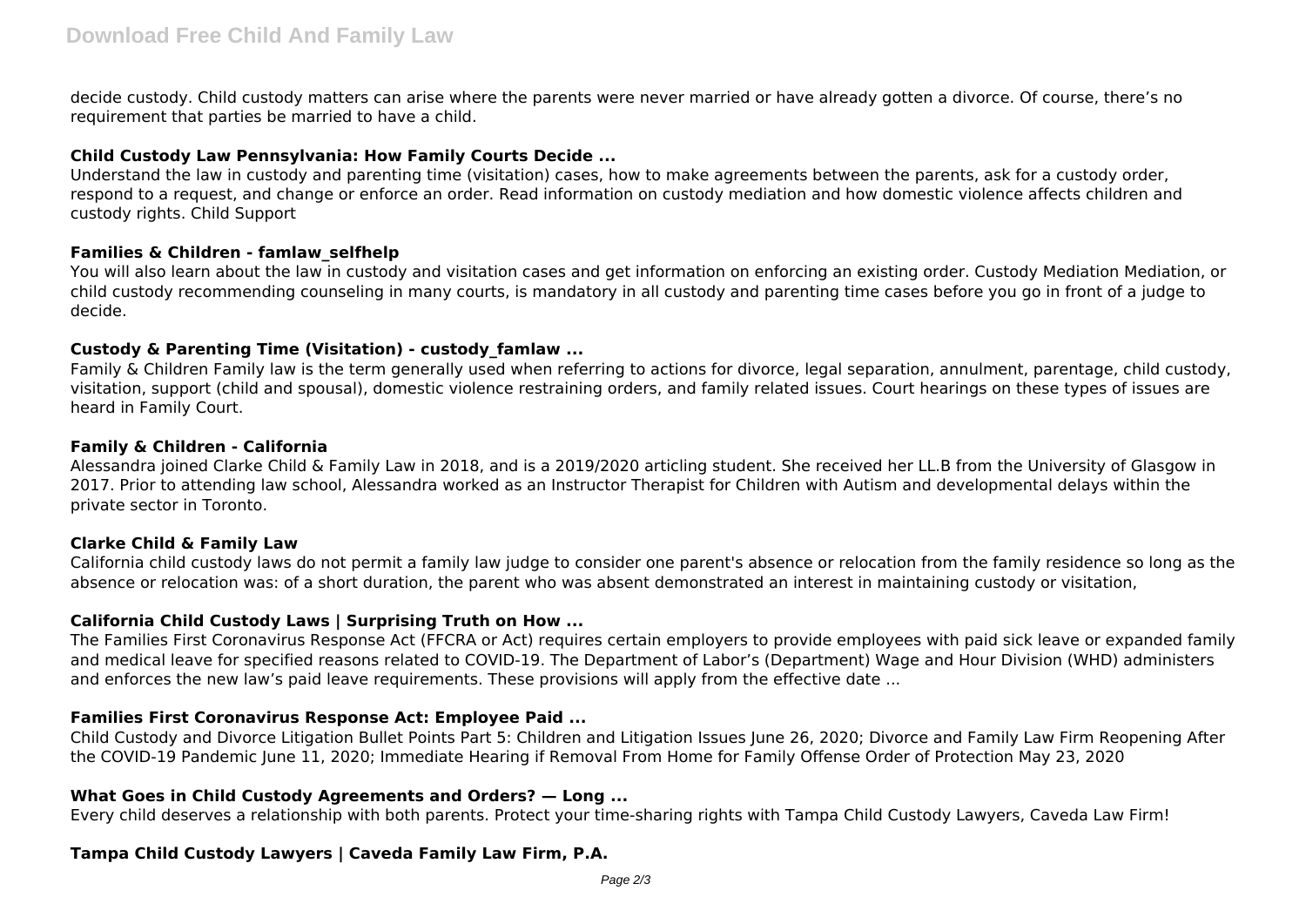decide custody. Child custody matters can arise where the parents were never married or have already gotten a divorce. Of course, there's no requirement that parties be married to have a child.

### Child Custody Law Pennsylvania: How Family Courts Decide ...

Understand the law in custody and parenting time (visitation) cases, how to make agreements between the parents, ask for a custody order, respond to a request, and change or enforce an order. Read information on custody mediation and how domestic violence affects children and custody rights. Child Support

### Families & Children - famlaw_selfhelp

You will also learn about the law in custody and visitation cases and get information on enforcing an existing order. Custody Mediation Mediation, or child custody recommending counseling in many courts, is mandatory in all custody and parenting time cases before you go in front of a judge to decide.

### Custody & Parenting Time (Visitation) - custody_famlaw ...

Family & Children Family law is the term generally used when referring to actions for divorce, legal separation, annulment, parentage, child custody, visitation, support (child and spousal), domestic violence restraining orders, and family related issues. Court hearings on these types of issues are heard in Family Court.

### Family & Children - California

Alessandra joined Clarke Child & Family Law in 2018, and is a 2019/2020 articling student. She received her LL.B from the University of Glasgow in 2017. Prior to attending law school, Alessandra worked as an Instructor Therapist for Children with Autism and developmental delays within the private sector in Toronto.

### Clarke Child & Family Law

California child custody laws do not permit a family law judge to consider one parent's absence or relocation from the family residence so long as the absence or relocation was: of a short duration, the parent who was absent demonstrated an interest in maintaining custody or visitation,

### California Child Custody Laws | Surprising Truth on How ...

The Families First Coronavirus Response Act (FFCRA or Act) requires certain employers to provide employees with paid sick leave or expanded family and medical leave for specified reasons related to COVID-19. The Department of Labor's (Department) Wage and Hour Division (WHD) administers and enforces the new law's paid leave requirements. These provisions will apply from the effective date ...

### Families First Coronavirus Response Act: Employee Paid ...

Child Custody and Divorce Litigation Bullet Points Part 5: Children and Litigation Issues June 26, 2020; Divorce and Family Law Firm Reopening After the COVID-19 Pandemic June 11, 2020; Immediate Hearing if Removal From Home for Family Offense Order of Protection May 23, 2020

### What Goes in Child Custody Agreements and Orders? — Long ...

Every child deserves a relationship with both parents. Protect your time-sharing rights with Tampa Child Custody Lawyers, Caveda Law Firm!

### Tampa Child Custody Lawyers | Caveda Family Law Firm, P.A.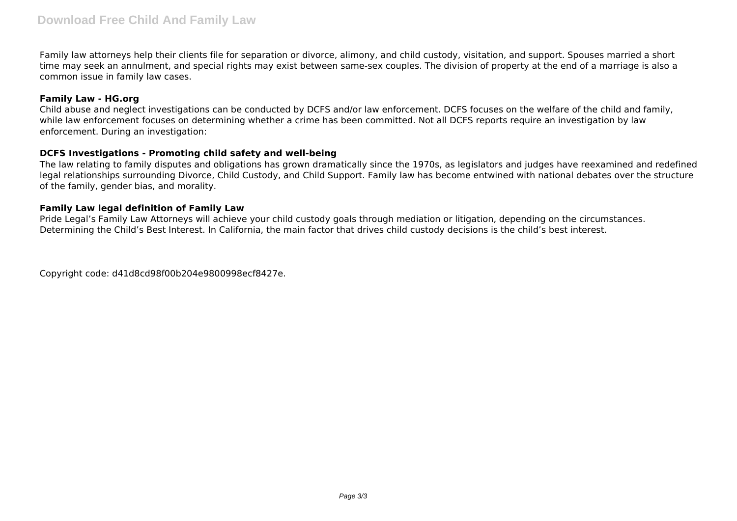Family law attorneys help their clients file for separation or divorce, alimony, and child custody, visitation, and support. Spouses married a short time may seek an annulment, and special rights may exist between same-sex couples. The division of property at the end of a marriage is also a common issue in family law cases.

**Family Law - HG.org**

Child abuse and neglect investigations can be conducted by DCFS and/or law enforcement. DCFS focuses on the welfare of the child and family, while law enforcement focuses on determining whether a crime has been committed. Not all DCFS reports require an investigation by law enforcement. During an investigation:

**DCFS Investigations - Promoting child safety and well-being**

The law relating to family disputes and obligations has grown dramatically since the 1970s, as legislators and judges have reexamined and redefined legal relationships surrounding Divorce, Child Custody, and Child Support. Family law has become entwined with national debates over the structure of the family, gender bias, and morality.

**Family Law legal definition of Family Law**

Pride Legal's Family Law Attorneys will achieve your child custody goals through mediation or litigation, depending on the circumstances. Determining the Child's Best Interest. In California, the main factor that drives child custody decisions is the child's best interest.

Copyright code: d41d8cd98f00b204e9800998ecf8427e.